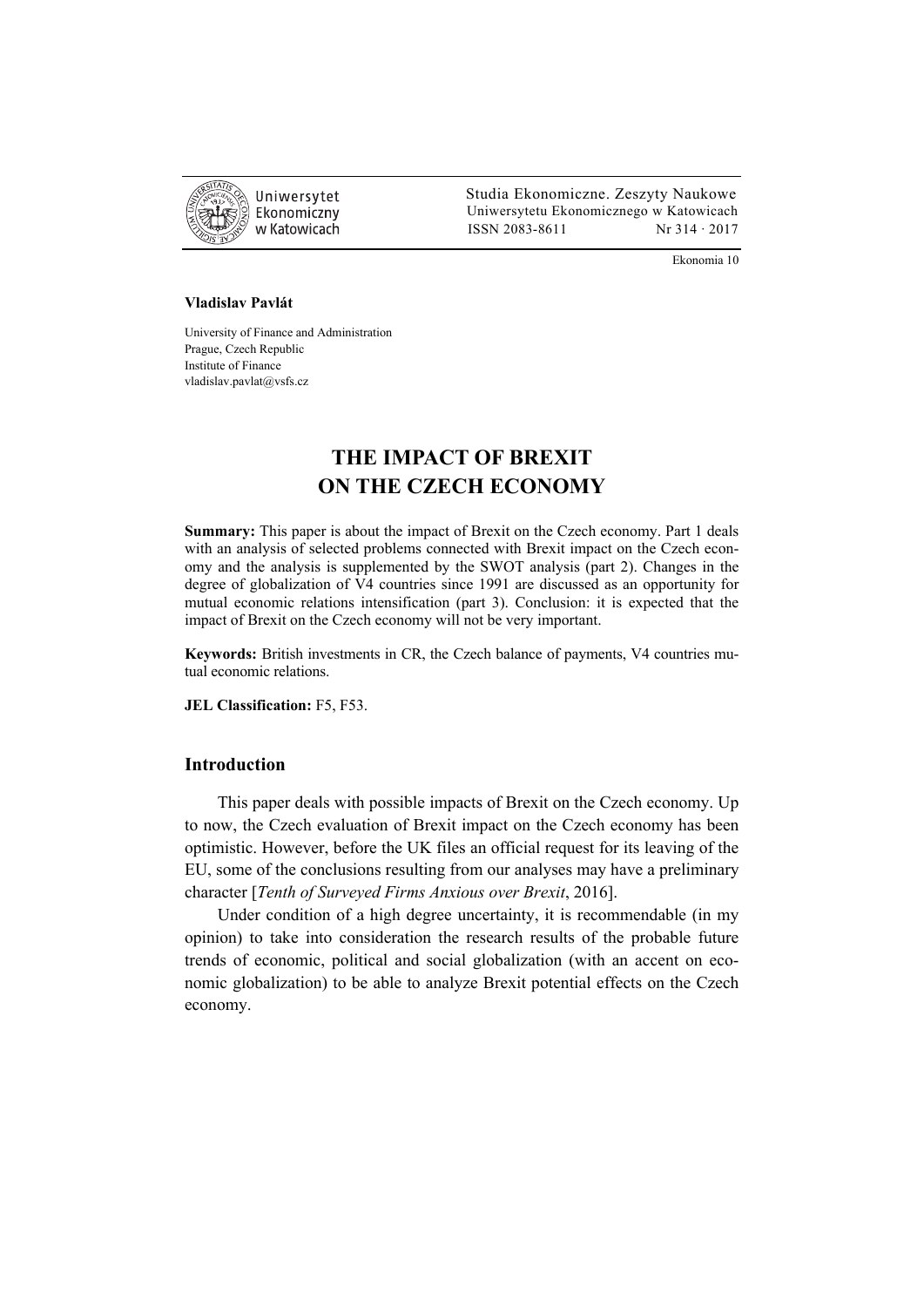**Vladislav Pavlát**

University of Finance and Administration
Prague, Czech Republic
Institute of Finance
vladislav.pavlat@vsfs.cz

# THE IMPACT OF BREXIT ON THE CZECH ECONOMY

**Summary:** This paper is about the impact of Brexit on the Czech economy. Part 1 deals with an analysis of selected problems connected with Brexit impact on the Czech economy and the analysis is supplemented by the SWOT analysis (part 2). Changes in the degree of globalization of V4 countries since 1991 are discussed as an opportunity for mutual economic relations intensification (part 3). Conclusion: it is expected that the impact of Brexit on the Czech economy will not be very important.

**Keywords:** British investments in CR, the Czech balance of payments, V4 countries mutual economic relations.

**JEL Classification:** F5, F53.

## Introduction

This paper deals with possible impacts of Brexit on the Czech economy. Up to now, the Czech evaluation of Brexit impact on the Czech economy has been optimistic. However, before the UK files an official request for its leaving of the EU, some of the conclusions resulting from our analyses may have a preliminary character [*Tenth of Surveyed Firms Anxious over Brexit*, 2016].

Under condition of a high degree uncertainty, it is recommendable (in my opinion) to take into consideration the research results of the probable future trends of economic, political and social globalization (with an accent on economic globalization) to be able to analyze Brexit potential effects on the Czech economy.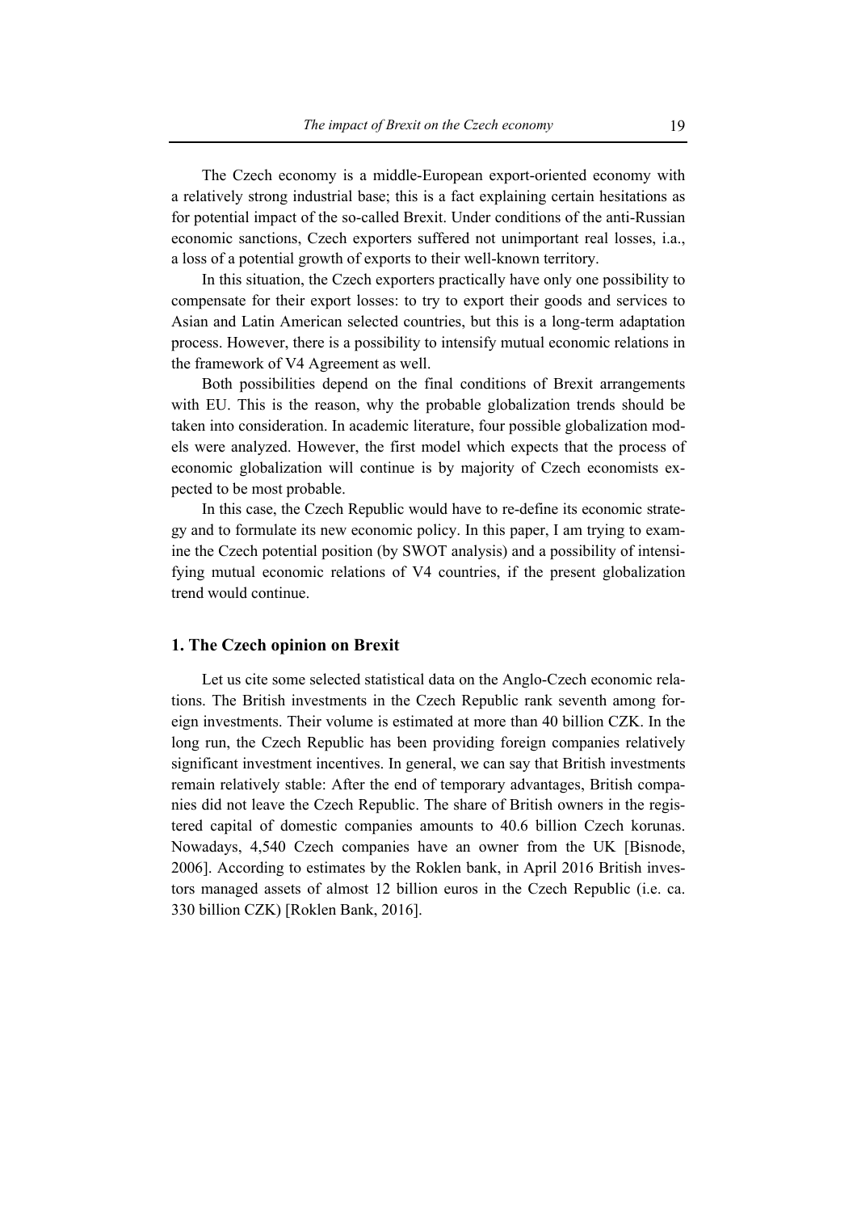The Czech economy is a middle-European export-oriented economy with a relatively strong industrial base; this is a fact explaining certain hesitations as for potential impact of the so-called Brexit. Under conditions of the anti-Russian economic sanctions, Czech exporters suffered not unimportant real losses, i.a., a loss of a potential growth of exports to their well-known territory.

In this situation, the Czech exporters practically have only one possibility to compensate for their export losses: to try to export their goods and services to Asian and Latin American selected countries, but this is a long-term adaptation process. However, there is a possibility to intensify mutual economic relations in the framework of V4 Agreement as well.

Both possibilities depend on the final conditions of Brexit arrangements with EU. This is the reason, why the probable globalization trends should be taken into consideration. In academic literature, four possible globalization models were analyzed. However, the first model which expects that the process of economic globalization will continue is by majority of Czech economists expected to be most probable.

In this case, the Czech Republic would have to re-define its economic strategy and to formulate its new economic policy. In this paper, I am trying to examine the Czech potential position (by SWOT analysis) and a possibility of intensifying mutual economic relations of V4 countries, if the present globalization trend would continue.

## 1. The Czech opinion on Brexit

Let us cite some selected statistical data on the Anglo-Czech economic relations. The British investments in the Czech Republic rank seventh among foreign investments. Their volume is estimated at more than 40 billion CZK. In the long run, the Czech Republic has been providing foreign companies relatively significant investment incentives. In general, we can say that British investments remain relatively stable: After the end of temporary advantages, British companies did not leave the Czech Republic. The share of British owners in the registered capital of domestic companies amounts to 40.6 billion Czech korunas. Nowadays, 4,540 Czech companies have an owner from the UK [Bisnode, 2006]. According to estimates by the Roklen bank, in April 2016 British investors managed assets of almost 12 billion euros in the Czech Republic (i.e. ca. 330 billion CZK) [Roklen Bank, 2016].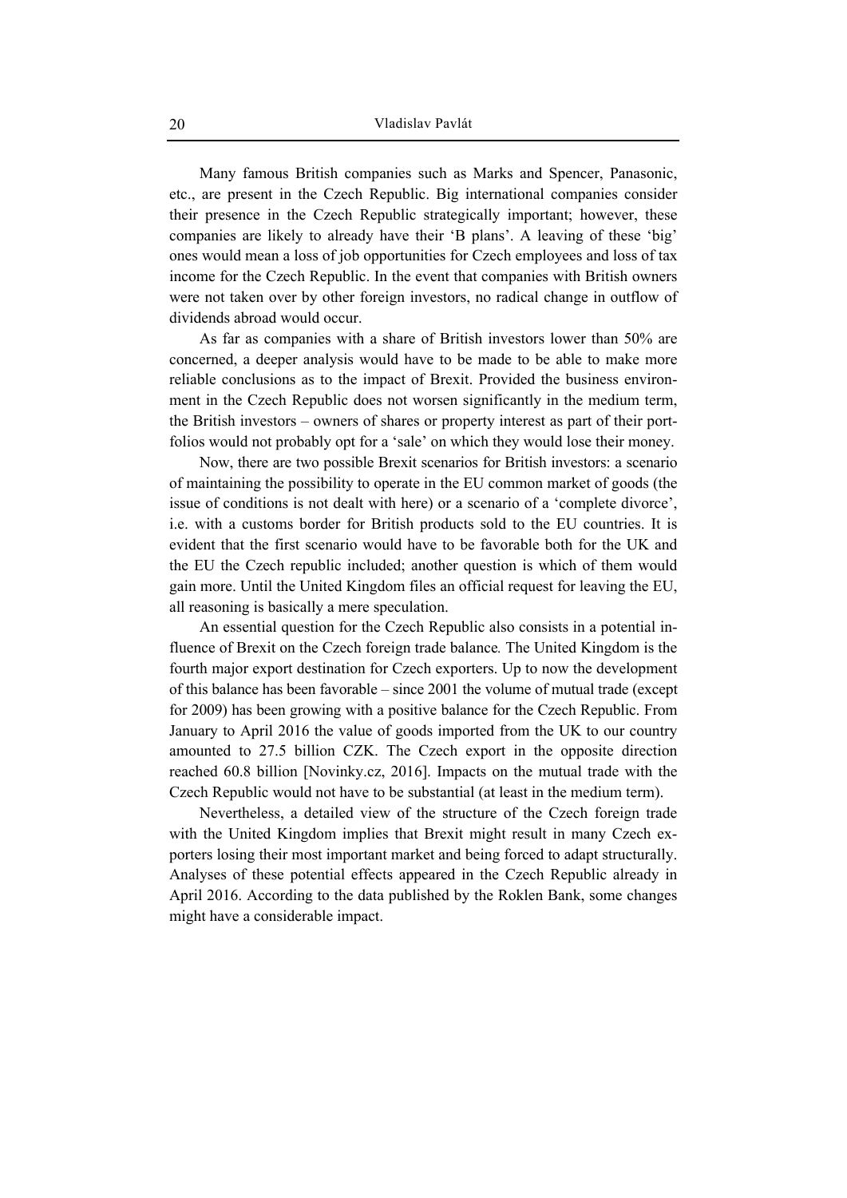Many famous British companies such as Marks and Spencer, Panasonic, etc., are present in the Czech Republic. Big international companies consider their presence in the Czech Republic strategically important; however, these companies are likely to already have their 'B plans'. A leaving of these 'big' ones would mean a loss of job opportunities for Czech employees and loss of tax income for the Czech Republic. In the event that companies with British owners were not taken over by other foreign investors, no radical change in outflow of dividends abroad would occur.

As far as companies with a share of British investors lower than 50% are concerned, a deeper analysis would have to be made to be able to make more reliable conclusions as to the impact of Brexit. Provided the business environment in the Czech Republic does not worsen significantly in the medium term, the British investors – owners of shares or property interest as part of their portfolios would not probably opt for a 'sale' on which they would lose their money.

Now, there are two possible Brexit scenarios for British investors: a scenario of maintaining the possibility to operate in the EU common market of goods (the issue of conditions is not dealt with here) or a scenario of a 'complete divorce', i.e. with a customs border for British products sold to the EU countries. It is evident that the first scenario would have to be favorable both for the UK and the EU the Czech republic included; another question is which of them would gain more. Until the United Kingdom files an official request for leaving the EU, all reasoning is basically a mere speculation.

An essential question for the Czech Republic also consists in a potential influence of Brexit on the Czech foreign trade balance*.* The United Kingdom is the fourth major export destination for Czech exporters. Up to now the development of this balance has been favorable – since 2001 the volume of mutual trade (except for 2009) has been growing with a positive balance for the Czech Republic. From January to April 2016 the value of goods imported from the UK to our country amounted to 27.5 billion CZK. The Czech export in the opposite direction reached 60.8 billion [Novinky.cz, 2016]. Impacts on the mutual trade with the Czech Republic would not have to be substantial (at least in the medium term).

Nevertheless, a detailed view of the structure of the Czech foreign trade with the United Kingdom implies that Brexit might result in many Czech exporters losing their most important market and being forced to adapt structurally. Analyses of these potential effects appeared in the Czech Republic already in April 2016. According to the data published by the Roklen Bank, some changes might have a considerable impact.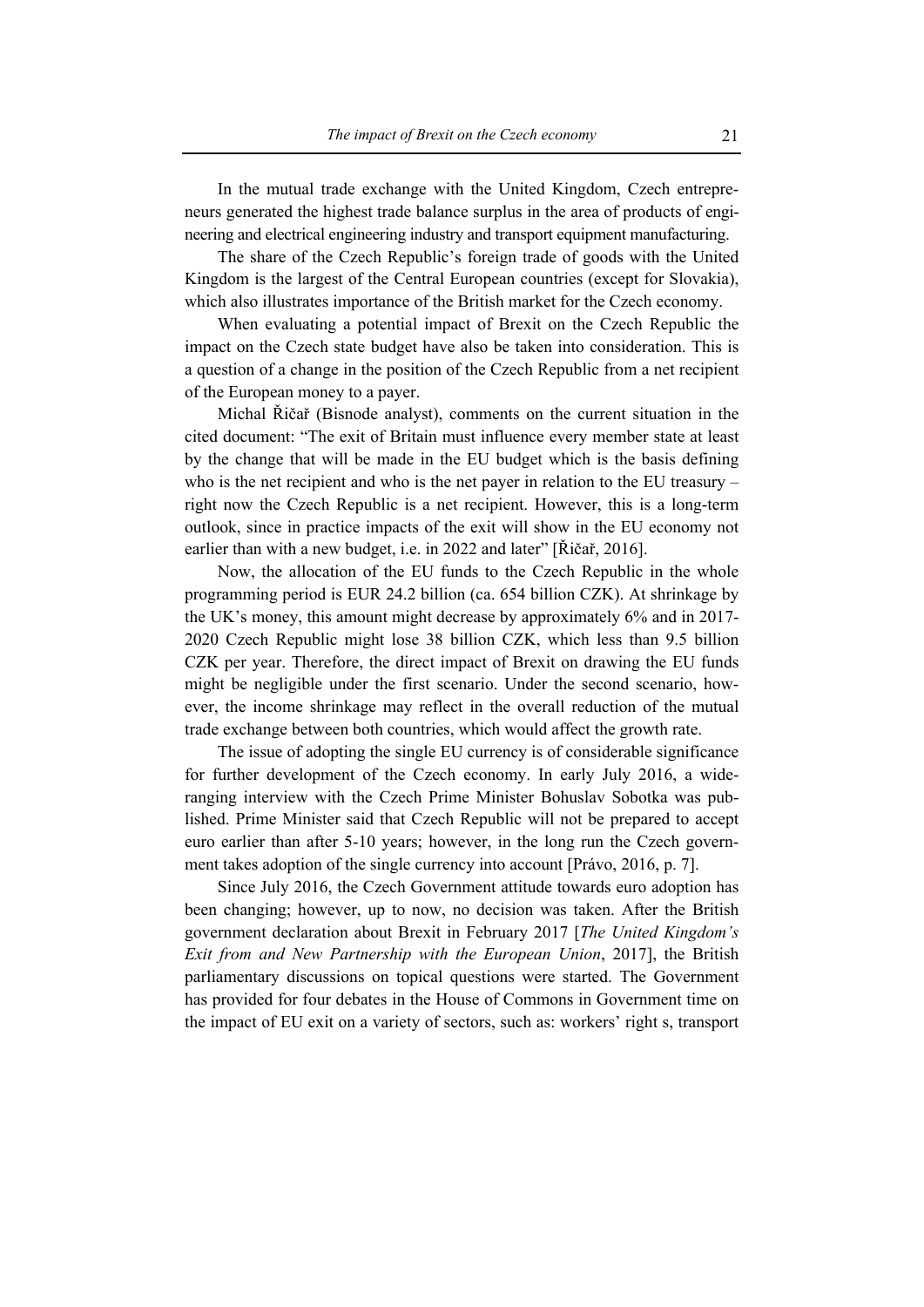In the mutual trade exchange with the United Kingdom, Czech entrepreneurs generated the highest trade balance surplus in the area of products of engineering and electrical engineering industry and transport equipment manufacturing.

The share of the Czech Republic's foreign trade of goods with the United Kingdom is the largest of the Central European countries (except for Slovakia), which also illustrates importance of the British market for the Czech economy.

When evaluating a potential impact of Brexit on the Czech Republic the impact on the Czech state budget have also be taken into consideration. This is a question of a change in the position of the Czech Republic from a net recipient of the European money to a payer.

Michal Řičař (Bisnode analyst), comments on the current situation in the cited document: "The exit of Britain must influence every member state at least by the change that will be made in the EU budget which is the basis defining who is the net recipient and who is the net payer in relation to the EU treasury – right now the Czech Republic is a net recipient. However, this is a long-term outlook, since in practice impacts of the exit will show in the EU economy not earlier than with a new budget, i.e. in 2022 and later" [Řičař, 2016].

Now, the allocation of the EU funds to the Czech Republic in the whole programming period is EUR 24.2 billion (ca. 654 billion CZK). At shrinkage by the UK's money, this amount might decrease by approximately 6% and in 2017-2020 Czech Republic might lose 38 billion CZK, which less than 9.5 billion CZK per year. Therefore, the direct impact of Brexit on drawing the EU funds might be negligible under the first scenario. Under the second scenario, however, the income shrinkage may reflect in the overall reduction of the mutual trade exchange between both countries, which would affect the growth rate.

The issue of adopting the single EU currency is of considerable significance for further development of the Czech economy. In early July 2016, a wide-ranging interview with the Czech Prime Minister Bohuslav Sobotka was published. Prime Minister said that Czech Republic will not be prepared to accept euro earlier than after 5-10 years; however, in the long run the Czech government takes adoption of the single currency into account [Právo, 2016, p. 7].

Since July 2016, the Czech Government attitude towards euro adoption has been changing; however, up to now, no decision was taken. After the British government declaration about Brexit in February 2017 [*The United Kingdom's Exit from and New Partnership with the European Union*, 2017], the British parliamentary discussions on topical questions were started. The Government has provided for four debates in the House of Commons in Government time on the impact of EU exit on a variety of sectors, such as: workers' right s, transport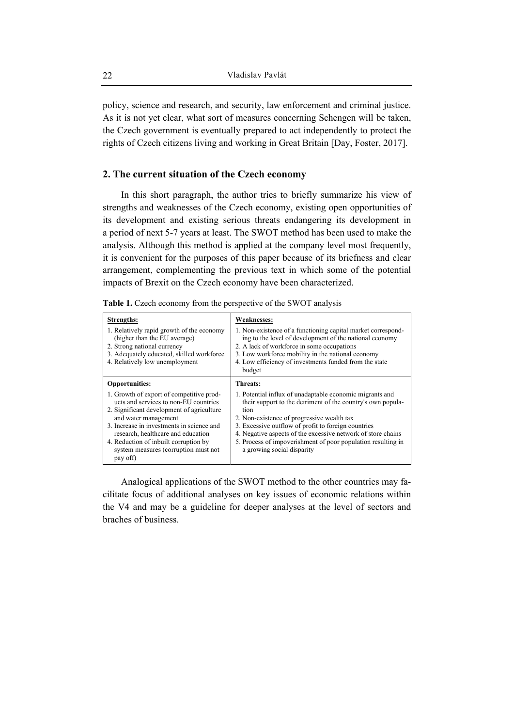policy, science and research, and security, law enforcement and criminal justice. As it is not yet clear, what sort of measures concerning Schengen will be taken, the Czech government is eventually prepared to act independently to protect the rights of Czech citizens living and working in Great Britain [Day, Foster, 2017].

## 2. The current situation of the Czech economy

In this short paragraph, the author tries to briefly summarize his view of strengths and weaknesses of the Czech economy, existing open opportunities of its development and existing serious threats endangering its development in a period of next 5-7 years at least. The SWOT method has been used to make the analysis. Although this method is applied at the company level most frequently, it is convenient for the purposes of this paper because of its briefness and clear arrangement, complementing the previous text in which some of the potential impacts of Brexit on the Czech economy have been characterized.

**Table 1.** Czech economy from the perspective of the SWOT analysis

| **Strengths:** | **Weaknesses:** |
|---|---|
| 1. Relatively rapid growth of the economy (higher than the EU average)<br>2. Strong national currency<br>3. Adequately educated, skilled workforce<br>4. Relatively low unemployment | 1. Non-existence of a functioning capital market corresponding to the level of development of the national economy<br>2. A lack of workforce in some occupations<br>3. Low workforce mobility in the national economy<br>4. Low efficiency of investments funded from the state budget |
| **Opportunities:** | **Threats:** |
| 1. Growth of export of competitive products and services to non-EU countries<br>2. Significant development of agriculture and water management<br>3. Increase in investments in science and research, healthcare and education<br>4. Reduction of inbuilt corruption by system measures (corruption must not pay off) | 1. Potential influx of unadaptable economic migrants and their support to the detriment of the country's own population<br>2. Non-existence of progressive wealth tax<br>3. Excessive outflow of profit to foreign countries<br>4. Negative aspects of the excessive network of store chains<br>5. Process of impoverishment of poor population resulting in a growing social disparity |

Analogical applications of the SWOT method to the other countries may facilitate focus of additional analyses on key issues of economic relations within the V4 and may be a guideline for deeper analyses at the level of sectors and braches of business.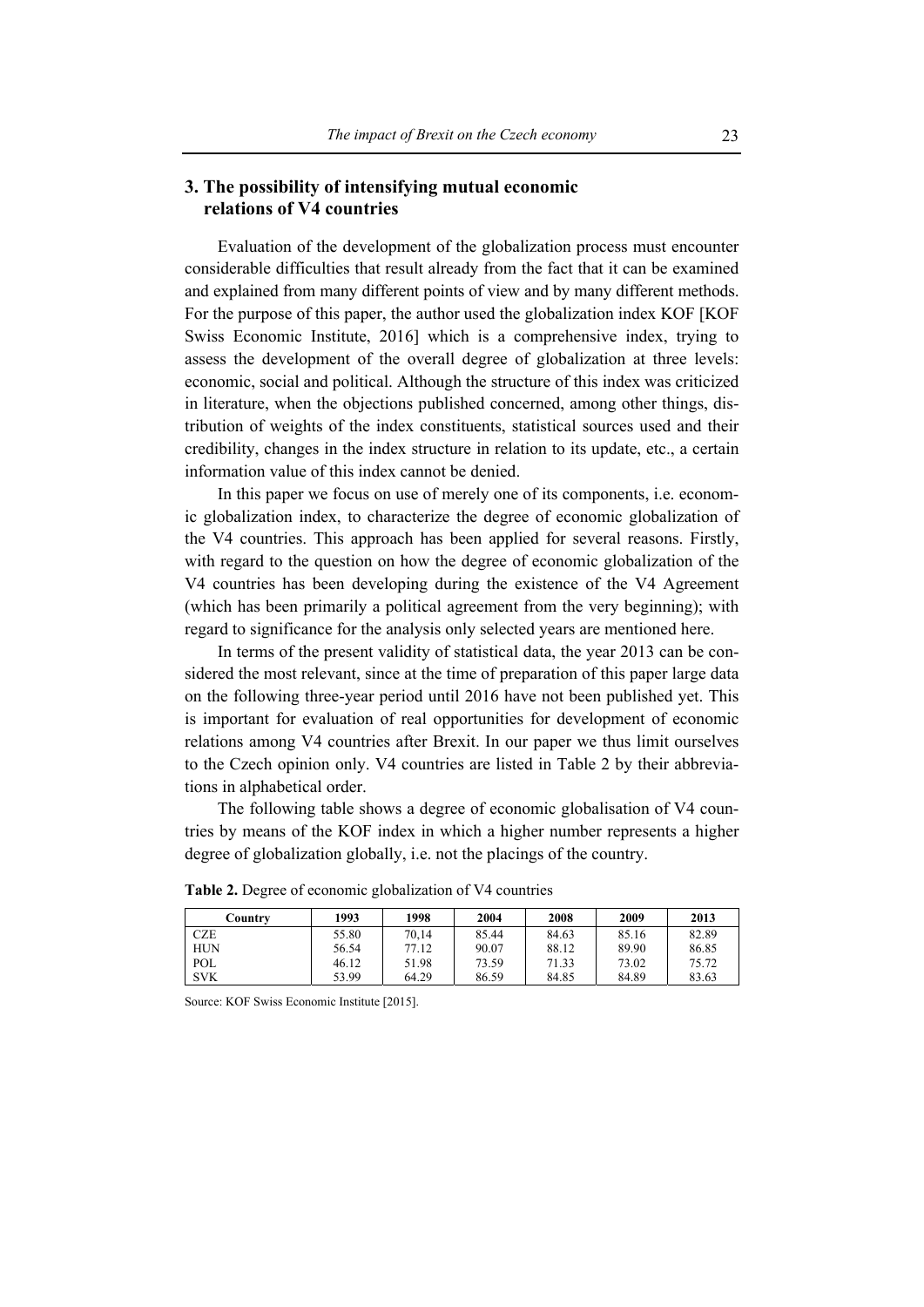## 3. The possibility of intensifying mutual economic relations of V4 countries

Evaluation of the development of the globalization process must encounter considerable difficulties that result already from the fact that it can be examined and explained from many different points of view and by many different methods. For the purpose of this paper, the author used the globalization index KOF [KOF Swiss Economic Institute, 2016] which is a comprehensive index, trying to assess the development of the overall degree of globalization at three levels: economic, social and political. Although the structure of this index was criticized in literature, when the objections published concerned, among other things, distribution of weights of the index constituents, statistical sources used and their credibility, changes in the index structure in relation to its update, etc., a certain information value of this index cannot be denied.

In this paper we focus on use of merely one of its components, i.e. economic globalization index, to characterize the degree of economic globalization of the V4 countries. This approach has been applied for several reasons. Firstly, with regard to the question on how the degree of economic globalization of the V4 countries has been developing during the existence of the V4 Agreement (which has been primarily a political agreement from the very beginning); with regard to significance for the analysis only selected years are mentioned here.

In terms of the present validity of statistical data, the year 2013 can be considered the most relevant, since at the time of preparation of this paper large data on the following three-year period until 2016 have not been published yet. This is important for evaluation of real opportunities for development of economic relations among V4 countries after Brexit. In our paper we thus limit ourselves to the Czech opinion only. V4 countries are listed in Table 2 by their abbreviations in alphabetical order.

The following table shows a degree of economic globalisation of V4 countries by means of the KOF index in which a higher number represents a higher degree of globalization globally, i.e. not the placings of the country.

**Table 2.** Degree of economic globalization of V4 countries

| Country | 1993 | 1998 | 2004 | 2008 | 2009 | 2013 |
|---|---|---|---|---|---|---|
| CZE | 55.80 | 70,14 | 85.44 | 84.63 | 85.16 | 82.89 |
| HUN | 56.54 | 77.12 | 90.07 | 88.12 | 89.90 | 86.85 |
| POL | 46.12 | 51.98 | 73.59 | 71.33 | 73.02 | 75.72 |
| SVK | 53.99 | 64.29 | 86.59 | 84.85 | 84.89 | 83.63 |

Source: KOF Swiss Economic Institute [2015].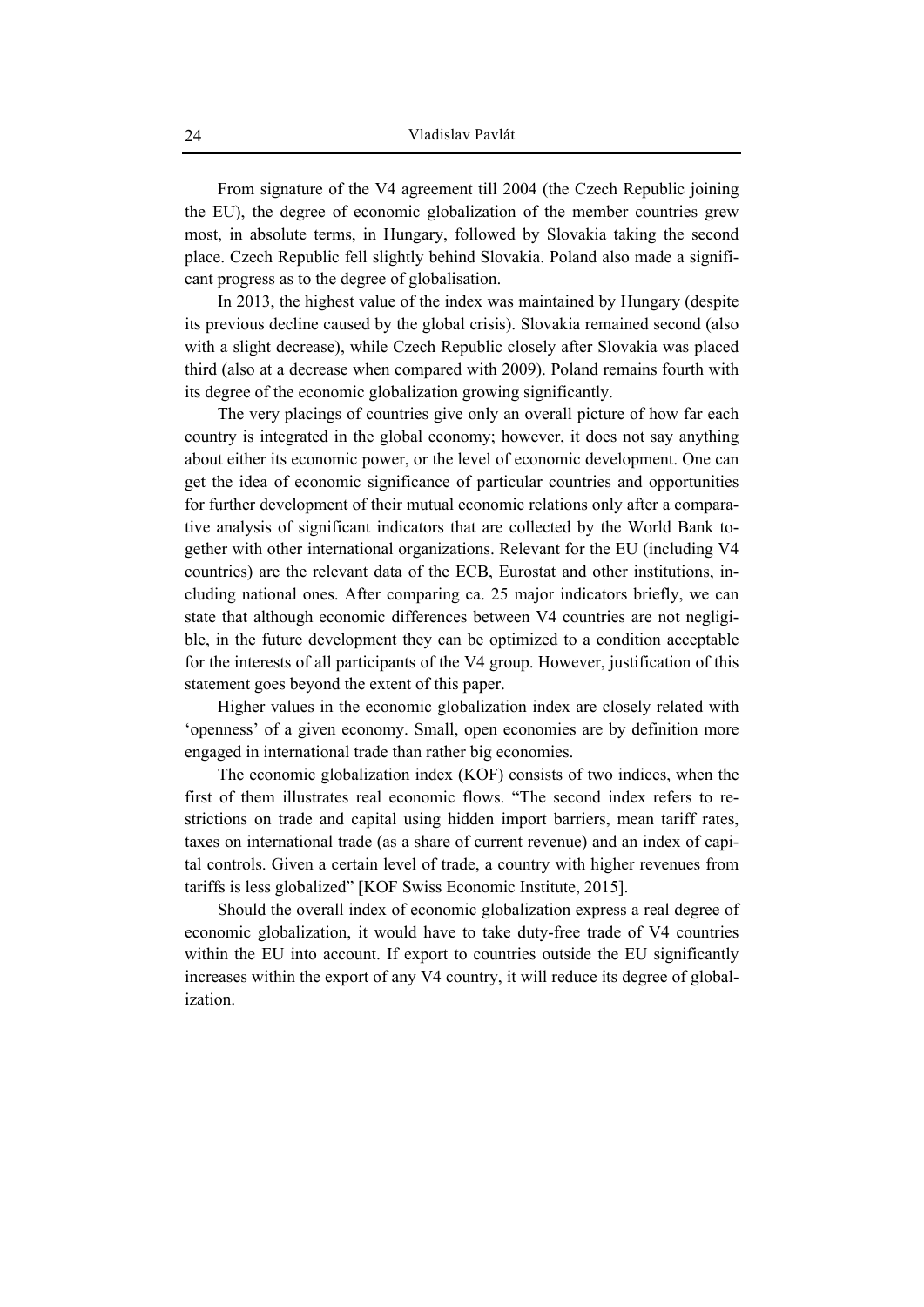From signature of the V4 agreement till 2004 (the Czech Republic joining the EU), the degree of economic globalization of the member countries grew most, in absolute terms, in Hungary, followed by Slovakia taking the second place. Czech Republic fell slightly behind Slovakia. Poland also made a significant progress as to the degree of globalisation.

In 2013, the highest value of the index was maintained by Hungary (despite its previous decline caused by the global crisis). Slovakia remained second (also with a slight decrease), while Czech Republic closely after Slovakia was placed third (also at a decrease when compared with 2009). Poland remains fourth with its degree of the economic globalization growing significantly.

The very placings of countries give only an overall picture of how far each country is integrated in the global economy; however, it does not say anything about either its economic power, or the level of economic development. One can get the idea of economic significance of particular countries and opportunities for further development of their mutual economic relations only after a comparative analysis of significant indicators that are collected by the World Bank together with other international organizations. Relevant for the EU (including V4 countries) are the relevant data of the ECB, Eurostat and other institutions, including national ones. After comparing ca. 25 major indicators briefly, we can state that although economic differences between V4 countries are not negligible, in the future development they can be optimized to a condition acceptable for the interests of all participants of the V4 group. However, justification of this statement goes beyond the extent of this paper.

Higher values in the economic globalization index are closely related with 'openness' of a given economy. Small, open economies are by definition more engaged in international trade than rather big economies.

The economic globalization index (KOF) consists of two indices, when the first of them illustrates real economic flows. "The second index refers to restrictions on trade and capital using hidden import barriers, mean tariff rates, taxes on international trade (as a share of current revenue) and an index of capital controls. Given a certain level of trade, a country with higher revenues from tariffs is less globalized" [KOF Swiss Economic Institute, 2015].

Should the overall index of economic globalization express a real degree of economic globalization, it would have to take duty-free trade of V4 countries within the EU into account. If export to countries outside the EU significantly increases within the export of any V4 country, it will reduce its degree of globalization.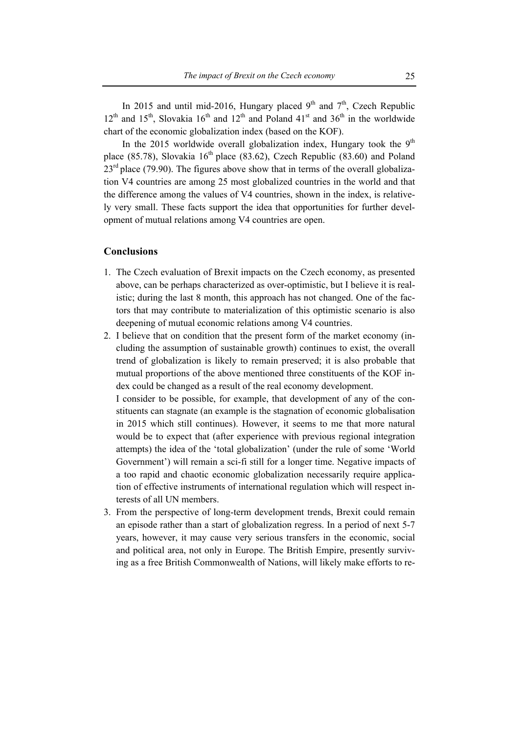In 2015 and until mid-2016, Hungary placed 9th and 7th, Czech Republic 12th and 15th, Slovakia 16th and 12th and Poland 41st and 36th in the worldwide chart of the economic globalization index (based on the KOF).

In the 2015 worldwide overall globalization index, Hungary took the 9th place (85.78), Slovakia 16th place (83.62), Czech Republic (83.60) and Poland 23rd place (79.90). The figures above show that in terms of the overall globalization V4 countries are among 25 most globalized countries in the world and that the difference among the values of V4 countries, shown in the index, is relatively very small. These facts support the idea that opportunities for further development of mutual relations among V4 countries are open.

## Conclusions

1. The Czech evaluation of Brexit impacts on the Czech economy, as presented above, can be perhaps characterized as over-optimistic, but I believe it is realistic; during the last 8 month, this approach has not changed. One of the factors that may contribute to materialization of this optimistic scenario is also deepening of mutual economic relations among V4 countries.
2. I believe that on condition that the present form of the market economy (including the assumption of sustainable growth) continues to exist, the overall trend of globalization is likely to remain preserved; it is also probable that mutual proportions of the above mentioned three constituents of the KOF index could be changed as a result of the real economy development.

   I consider to be possible, for example, that development of any of the constituents can stagnate (an example is the stagnation of economic globalisation in 2015 which still continues). However, it seems to me that more natural would be to expect that (after experience with previous regional integration attempts) the idea of the 'total globalization' (under the rule of some 'World Government') will remain a sci-fi still for a longer time. Negative impacts of a too rapid and chaotic economic globalization necessarily require application of effective instruments of international regulation which will respect interests of all UN members.
3. From the perspective of long-term development trends, Brexit could remain an episode rather than a start of globalization regress. In a period of next 5-7 years, however, it may cause very serious transfers in the economic, social and political area, not only in Europe. The British Empire, presently surviving as a free British Commonwealth of Nations, will likely make efforts to re-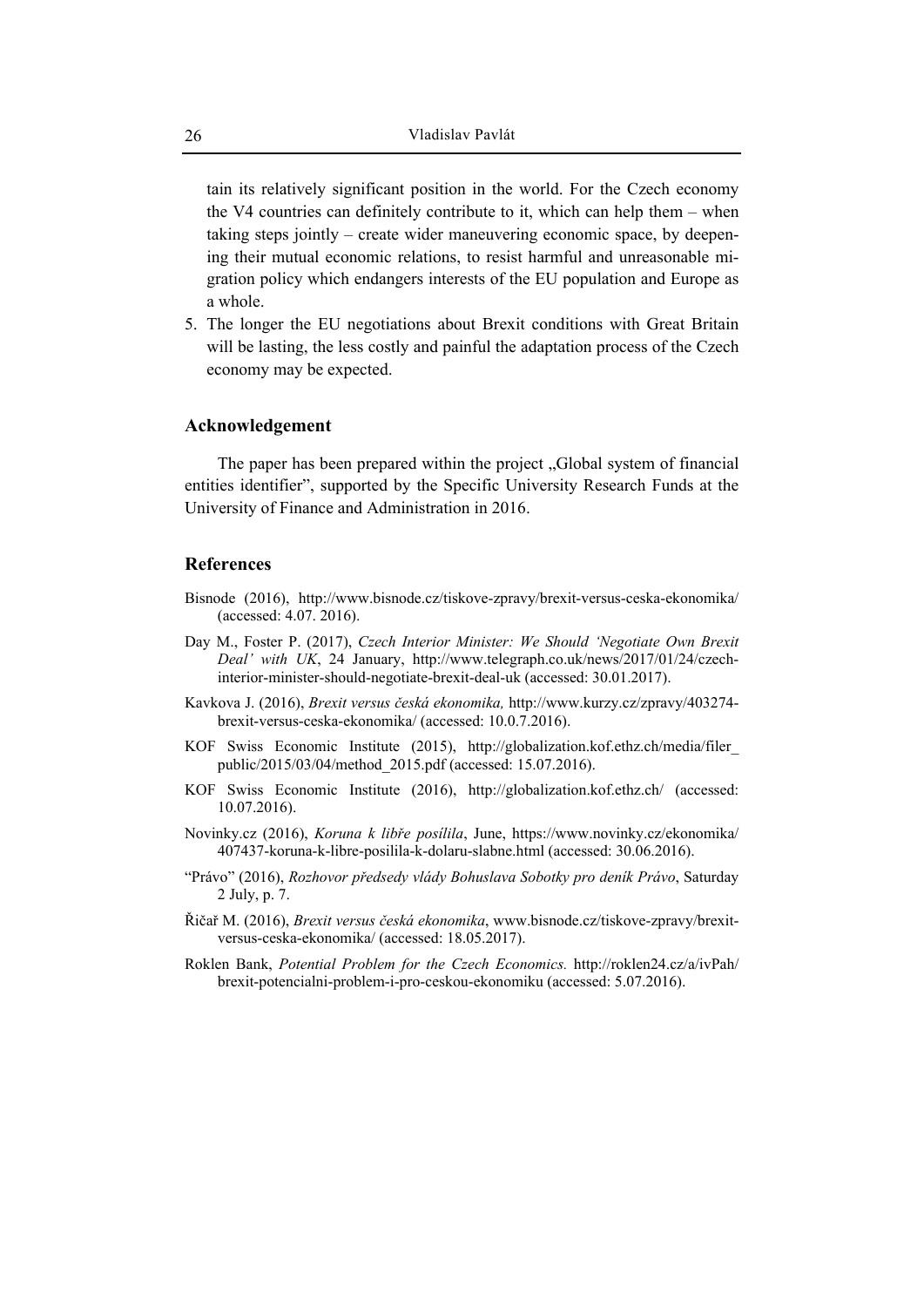tain its relatively significant position in the world. For the Czech economy the V4 countries can definitely contribute to it, which can help them – when taking steps jointly – create wider maneuvering economic space, by deepening their mutual economic relations, to resist harmful and unreasonable migration policy which endangers interests of the EU population and Europe as a whole.

5. The longer the EU negotiations about Brexit conditions with Great Britain will be lasting, the less costly and painful the adaptation process of the Czech economy may be expected.

## Acknowledgement

The paper has been prepared within the project „Global system of financial entities identifier", supported by the Specific University Research Funds at the University of Finance and Administration in 2016.

## References

Bisnode (2016), http://www.bisnode.cz/tiskove-zpravy/brexit-versus-ceska-ekonomika/ (accessed: 4.07. 2016).

Day M., Foster P. (2017), *Czech Interior Minister: We Should 'Negotiate Own Brexit Deal' with UK*, 24 January, http://www.telegraph.co.uk/news/2017/01/24/czech-interior-minister-should-negotiate-brexit-deal-uk (accessed: 30.01.2017).

Kavkova J. (2016), *Brexit versus česká ekonomika,* http://www.kurzy.cz/zpravy/403274-brexit-versus-ceska-ekonomika/ (accessed: 10.0.7.2016).

KOF Swiss Economic Institute (2015), http://globalization.kof.ethz.ch/media/filer_public/2015/03/04/method_2015.pdf (accessed: 15.07.2016).

KOF Swiss Economic Institute (2016), http://globalization.kof.ethz.ch/ (accessed: 10.07.2016).

Novinky.cz (2016), *Koruna k libře posílila*, June, https://www.novinky.cz/ekonomika/407437-koruna-k-libre-posilila-k-dolaru-slabne.html (accessed: 30.06.2016).

"Právo" (2016), *Rozhovor předsedy vlády Bohuslava Sobotky pro deník Právo*, Saturday 2 July, p. 7.

Řičař M. (2016), *Brexit versus česká ekonomika*, www.bisnode.cz/tiskove-zpravy/brexit-versus-ceska-ekonomika/ (accessed: 18.05.2017).

Roklen Bank, *Potential Problem for the Czech Economics.* http://roklen24.cz/a/ivPah/brexit-potencialni-problem-i-pro-ceskou-ekonomiku (accessed: 5.07.2016).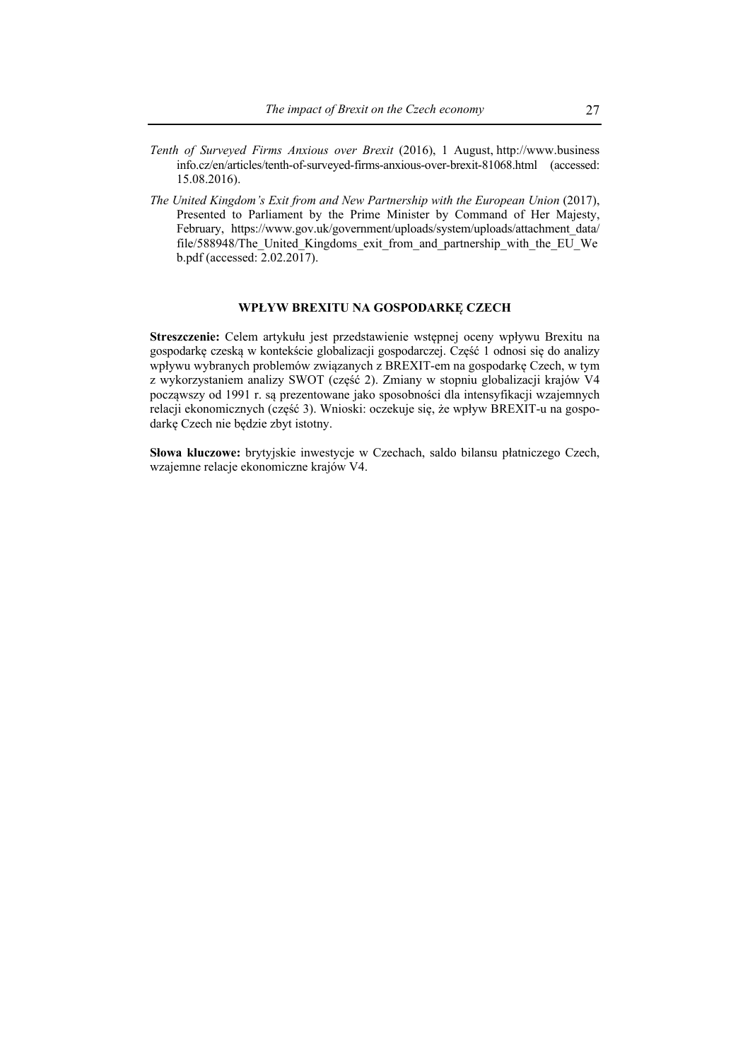*Tenth of Surveyed Firms Anxious over Brexit* (2016), 1 August, http://www.businessinfo.cz/en/articles/tenth-of-surveyed-firms-anxious-over-brexit-81068.html (accessed: 15.08.2016).

*The United Kingdom's Exit from and New Partnership with the European Union* (2017), Presented to Parliament by the Prime Minister by Command of Her Majesty, February, https://www.gov.uk/government/uploads/system/uploads/attachment_data/file/588948/The_United_Kingdoms_exit_from_and_partnership_with_the_EU_Web.pdf (accessed: 2.02.2017).

## WPŁYW BREXITU NA GOSPODARKĘ CZECH

**Streszczenie:** Celem artykułu jest przedstawienie wstępnej oceny wpływu Brexitu na gospodarkę czeską w kontekście globalizacji gospodarczej. Część 1 odnosi się do analizy wpływu wybranych problemów związanych z BREXIT-em na gospodarkę Czech, w tym z wykorzystaniem analizy SWOT (część 2). Zmiany w stopniu globalizacji krajów V4 począwszy od 1991 r. są prezentowane jako sposobności dla intensyfikacji wzajemnych relacji ekonomicznych (część 3). Wnioski: oczekuje się, że wpływ BREXIT-u na gospodarkę Czech nie będzie zbyt istotny.

**Słowa kluczowe:** brytyjskie inwestycje w Czechach, saldo bilansu płatniczego Czech, wzajemne relacje ekonomiczne krajów V4.